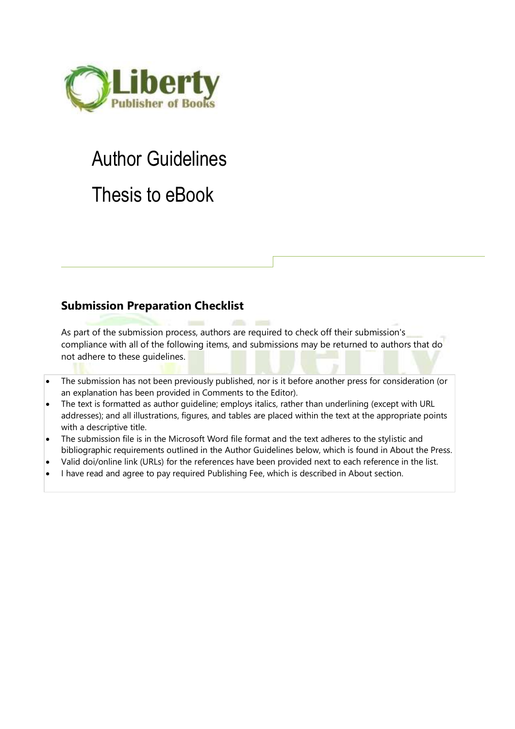Liberty

Publisher of Books

# Author Guidelines

# Thesis to eBook

## Submission Preparation Checklist

As part of the submission process, authors are required to check off their submission's compliance with all of the following items, and submissions may be returned to authors that do not adhere to these guidelines.

- The submission has not been previously published, nor is it before another press for consideration (or an explanation has been provided in Comments to the Editor).
- The text is formatted as author guideline; employs italics, rather than underlining (except with URL addresses); and all illustrations, figures, and tables are placed within the text at the appropriate points with a descriptive title.
- The submission file is in the Microsoft Word file format and the text adheres to the stylistic and bibliographic requirements outlined in the Author Guidelines below, which is found in About the Press.
- Valid doi/online link (URLs) for the references have been provided next to each reference in the list.
- I have read and agree to pay required Publishing Fee, which is described in About section.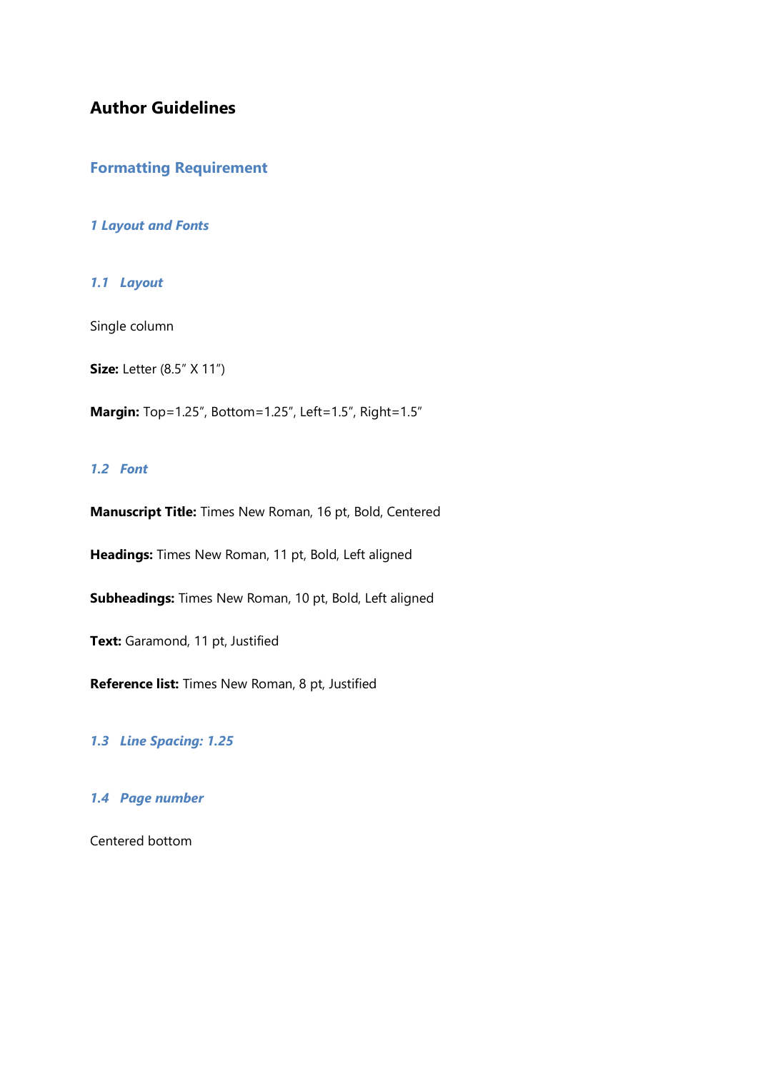# Author Guidelines

## Formatting Requirement

### *1 Layout and Fonts*

#### *1.1 Layout*

Single column

**Size:** Letter (8.5" X 11")

**Margin:** Top=1.25", Bottom=1.25", Left=1.5", Right=1.5"

#### *1.2 Font*

**Manuscript Title:** Times New Roman, 16 pt, Bold, Centered

**Headings:** Times New Roman, 11 pt, Bold, Left aligned

**Subheadings:** Times New Roman, 10 pt, Bold, Left aligned

**Text:** Garamond, 11 pt, Justified

**Reference list:** Times New Roman, 8 pt, Justified

#### *1.3 Line Spacing: 1.25*

#### *1.4 Page number*

Centered bottom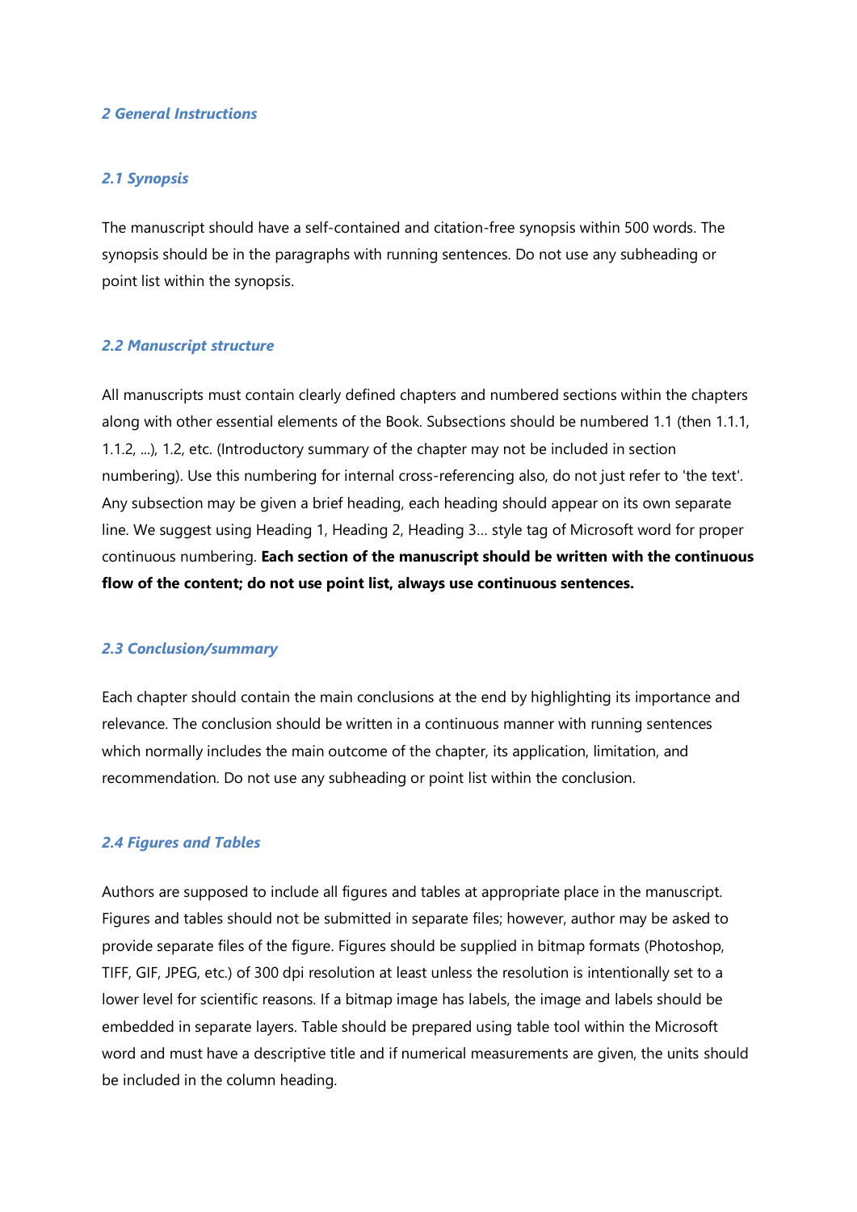## *2 General Instructions*

### *2.1 Synopsis*

The manuscript should have a self-contained and citation-free synopsis within 500 words. The synopsis should be in the paragraphs with running sentences. Do not use any subheading or point list within the synopsis.

### *2.2 Manuscript structure*

All manuscripts must contain clearly defined chapters and numbered sections within the chapters along with other essential elements of the Book. Subsections should be numbered 1.1 (then 1.1.1, 1.1.2, ...), 1.2, etc. (Introductory summary of the chapter may not be included in section numbering). Use this numbering for internal cross-referencing also, do not just refer to 'the text'. Any subsection may be given a brief heading, each heading should appear on its own separate line. We suggest using Heading 1, Heading 2, Heading 3… style tag of Microsoft word for proper continuous numbering. **Each section of the manuscript should be written with the continuous flow of the content; do not use point list, always use continuous sentences.**

### *2.3 Conclusion/summary*

Each chapter should contain the main conclusions at the end by highlighting its importance and relevance. The conclusion should be written in a continuous manner with running sentences which normally includes the main outcome of the chapter, its application, limitation, and recommendation. Do not use any subheading or point list within the conclusion.

### *2.4 Figures and Tables*

Authors are supposed to include all figures and tables at appropriate place in the manuscript. Figures and tables should not be submitted in separate files; however, author may be asked to provide separate files of the figure. Figures should be supplied in bitmap formats (Photoshop, TIFF, GIF, JPEG, etc.) of 300 dpi resolution at least unless the resolution is intentionally set to a lower level for scientific reasons. If a bitmap image has labels, the image and labels should be embedded in separate layers. Table should be prepared using table tool within the Microsoft word and must have a descriptive title and if numerical measurements are given, the units should be included in the column heading.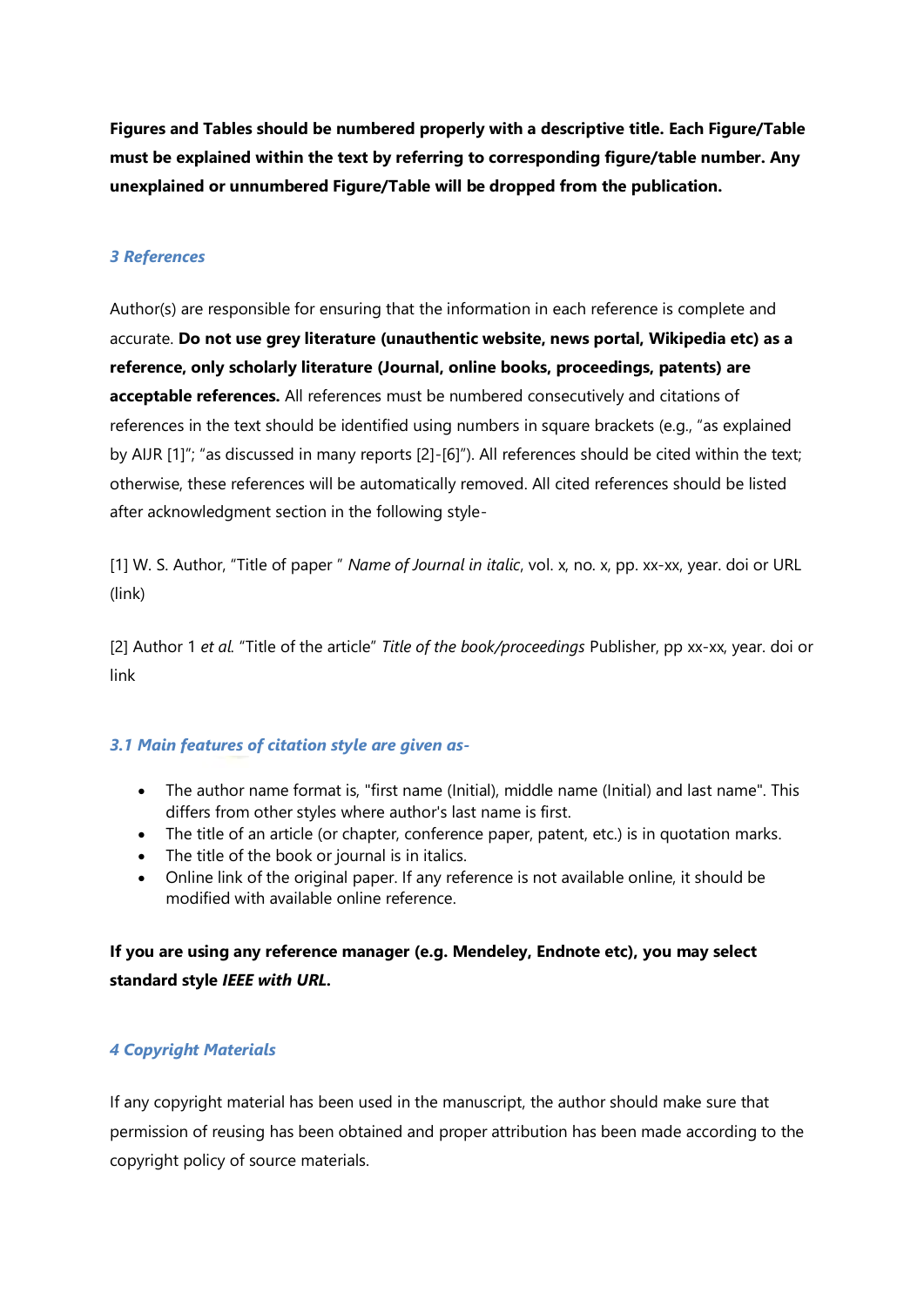**Figures and Tables should be numbered properly with a descriptive title. Each Figure/Table must be explained within the text by referring to corresponding figure/table number. Any unexplained or unnumbered Figure/Table will be dropped from the publication.**

## *3 References*

Author(s) are responsible for ensuring that the information in each reference is complete and accurate. **Do not use grey literature (unauthentic website, news portal, Wikipedia etc) as a reference, only scholarly literature (Journal, online books, proceedings, patents) are acceptable references.** All references must be numbered consecutively and citations of references in the text should be identified using numbers in square brackets (e.g., "as explained by AIJR [1]"; "as discussed in many reports [2]-[6]"). All references should be cited within the text; otherwise, these references will be automatically removed. All cited references should be listed after acknowledgment section in the following style-

[1] W. S. Author, "Title of paper " *Name of Journal in italic*, vol. x, no. x, pp. xx-xx, year. doi or URL (link)

[2] Author 1 *et al.* "Title of the article" *Title of the book/proceedings* Publisher, pp xx-xx, year. doi or link

### *3.1 Main features of citation style are given as-*

- The author name format is, "first name (Initial), middle name (Initial) and last name". This differs from other styles where author's last name is first.
- The title of an article (or chapter, conference paper, patent, etc.) is in quotation marks.
- The title of the book or journal is in italics.
- Online link of the original paper. If any reference is not available online, it should be modified with available online reference.

**If you are using any reference manager (e.g. Mendeley, Endnote etc), you may select standard style *IEEE with URL*.**

## *4 Copyright Materials*

If any copyright material has been used in the manuscript, the author should make sure that permission of reusing has been obtained and proper attribution has been made according to the copyright policy of source materials.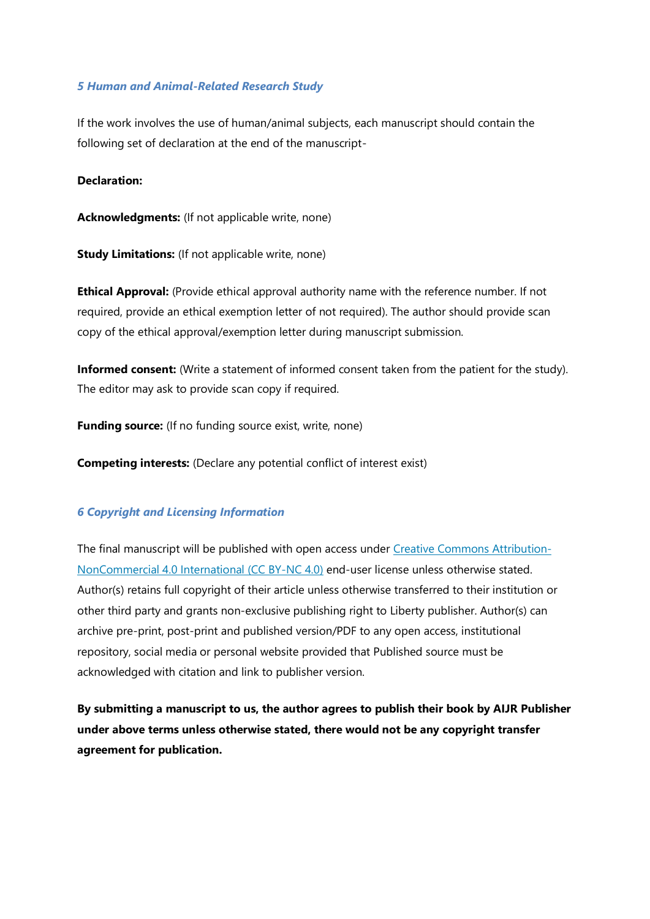### *5 Human and Animal-Related Research Study*

If the work involves the use of human/animal subjects, each manuscript should contain the following set of declaration at the end of the manuscript-

**Declaration:**

**Acknowledgments:** (If not applicable write, none)

**Study Limitations:** (If not applicable write, none)

**Ethical Approval:** (Provide ethical approval authority name with the reference number. If not required, provide an ethical exemption letter of not required). The author should provide scan copy of the ethical approval/exemption letter during manuscript submission.

**Informed consent:** (Write a statement of informed consent taken from the patient for the study). The editor may ask to provide scan copy if required.

**Funding source:** (If no funding source exist, write, none)

**Competing interests:** (Declare any potential conflict of interest exist)

### *6 Copyright and Licensing Information*

The final manuscript will be published with open access under Creative Commons Attribution-NonCommercial 4.0 International (CC BY-NC 4.0) end-user license unless otherwise stated. Author(s) retains full copyright of their article unless otherwise transferred to their institution or other third party and grants non-exclusive publishing right to Liberty publisher. Author(s) can archive pre-print, post-print and published version/PDF to any open access, institutional repository, social media or personal website provided that Published source must be acknowledged with citation and link to publisher version.

**By submitting a manuscript to us, the author agrees to publish their book by AIJR Publisher under above terms unless otherwise stated, there would not be any copyright transfer agreement for publication.**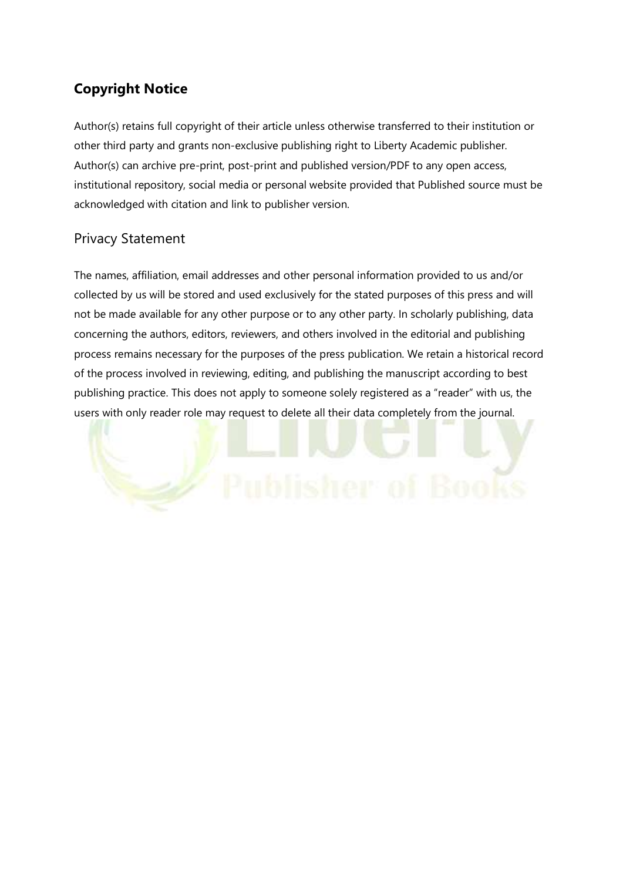## Copyright Notice

Author(s) retains full copyright of their article unless otherwise transferred to their institution or other third party and grants non-exclusive publishing right to Liberty Academic publisher. Author(s) can archive pre-print, post-print and published version/PDF to any open access, institutional repository, social media or personal website provided that Published source must be acknowledged with citation and link to publisher version.

## Privacy Statement

The names, affiliation, email addresses and other personal information provided to us and/or collected by us will be stored and used exclusively for the stated purposes of this press and will not be made available for any other purpose or to any other party. In scholarly publishing, data concerning the authors, editors, reviewers, and others involved in the editorial and publishing process remains necessary for the purposes of the press publication. We retain a historical record of the process involved in reviewing, editing, and publishing the manuscript according to best publishing practice. This does not apply to someone solely registered as a "reader" with us, the users with only reader role may request to delete all their data completely from the journal.